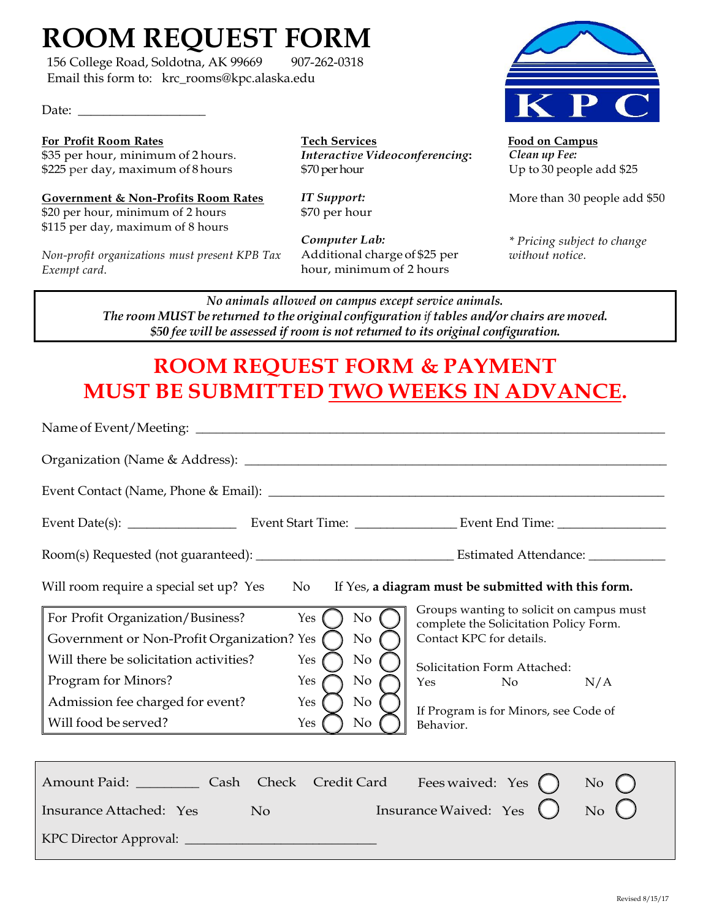# ROOM REQUEST FORM

156 College Road, Soldotna, AK 99669 907-262-0318
Email this form to: krc_rooms@kpc.alaska.edu

Date: ___________________

**For Profit Room Rates**
$35 per hour, minimum of 2 hours.
$225 per day, maximum of 8 hours

**Government & Non-Profits Room Rates**
$20 per hour, minimum of 2 hours
$115 per day, maximum of 8 hours

*Non-profit organizations must present KPB Tax Exempt card.*

**Tech Services**
***Interactive Videoconferencing:***
$70 per hour

***IT Support:***
$70 per hour

***Computer Lab:***
Additional charge of $25 per hour, minimum of 2 hours

**Food on Campus**
*Clean up Fee:*
Up to 30 people add $25

More than 30 people add $50

*\* Pricing subject to change without notice.*

*No animals allowed on campus except service animals.*
*The room MUST be returned to the original configuration if tables and/or chairs are moved.*
*$50 fee will be assessed if room is not returned to its original configuration.*

## ROOM REQUEST FORM & PAYMENT MUST BE SUBMITTED TWO WEEKS IN ADVANCE.

Name of Event/Meeting: ___________________________________________

Organization (Name & Address): ___________________________________________

Event Contact (Name, Phone & Email): ___________________________________________

Event Date(s): ______________ Event Start Time: ______________ Event End Time: ______________

Room(s) Requested (not guaranteed): __________________________ Estimated Attendance: __________

Will room require a special set up? Yes No If Yes, **a diagram must be submitted with this form.**

| | | |
|---|---|---|
| For Profit Organization/Business? | Yes ◯ | No ◯ |
| Government or Non-Profit Organization? | Yes ◯ | No ◯ |
| Will there be solicitation activities? | Yes ◯ | No ◯ |
| Program for Minors? | Yes ◯ | No ◯ |
| Admission fee charged for event? | Yes ◯ | No ◯ |
| Will food be served? | Yes ◯ | No ◯ |

Groups wanting to solicit on campus must complete the Solicitation Policy Form. Contact KPC for details.

Solicitation Form Attached:
Yes No N/A

If Program is for Minors, see Code of Behavior.

Amount Paid: ________ Cash Check Credit Card Fees waived: Yes ◯ No ◯

Insurance Attached: Yes No Insurance Waived: Yes ◯ No ◯

KPC Director Approval: __________________________

Revised 8/15/17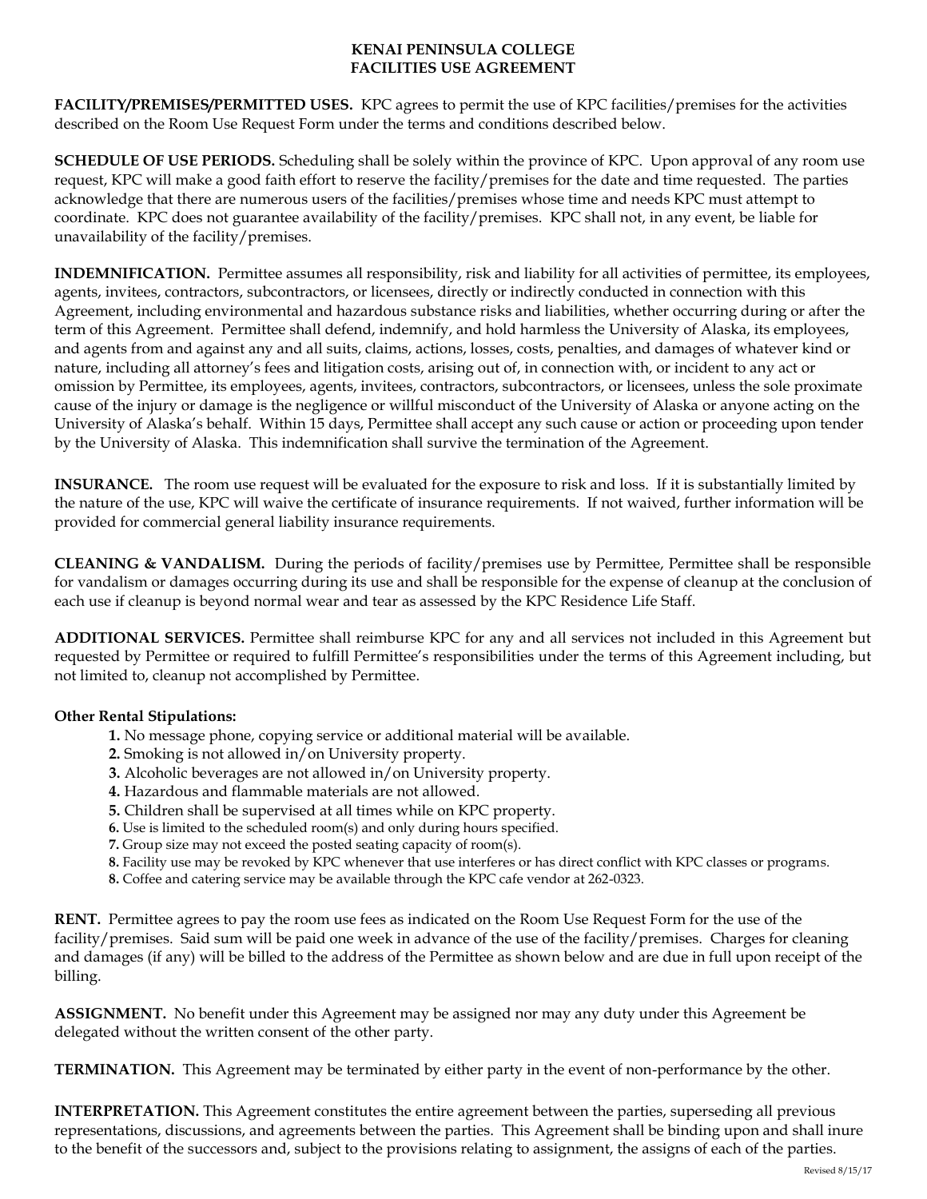# KENAI PENINSULA COLLEGE
# FACILITIES USE AGREEMENT

**FACILITY/PREMISES/PERMITTED USES.** KPC agrees to permit the use of KPC facilities/premises for the activities described on the Room Use Request Form under the terms and conditions described below.

**SCHEDULE OF USE PERIODS.** Scheduling shall be solely within the province of KPC. Upon approval of any room use request, KPC will make a good faith effort to reserve the facility/premises for the date and time requested. The parties acknowledge that there are numerous users of the facilities/premises whose time and needs KPC must attempt to coordinate. KPC does not guarantee availability of the facility/premises. KPC shall not, in any event, be liable for unavailability of the facility/premises.

**INDEMNIFICATION.** Permittee assumes all responsibility, risk and liability for all activities of permittee, its employees, agents, invitees, contractors, subcontractors, or licensees, directly or indirectly conducted in connection with this Agreement, including environmental and hazardous substance risks and liabilities, whether occurring during or after the term of this Agreement. Permittee shall defend, indemnify, and hold harmless the University of Alaska, its employees, and agents from and against any and all suits, claims, actions, losses, costs, penalties, and damages of whatever kind or nature, including all attorney's fees and litigation costs, arising out of, in connection with, or incident to any act or omission by Permittee, its employees, agents, invitees, contractors, subcontractors, or licensees, unless the sole proximate cause of the injury or damage is the negligence or willful misconduct of the University of Alaska or anyone acting on the University of Alaska's behalf. Within 15 days, Permittee shall accept any such cause or action or proceeding upon tender by the University of Alaska. This indemnification shall survive the termination of the Agreement.

**INSURANCE.** The room use request will be evaluated for the exposure to risk and loss. If it is substantially limited by the nature of the use, KPC will waive the certificate of insurance requirements. If not waived, further information will be provided for commercial general liability insurance requirements.

**CLEANING & VANDALISM.** During the periods of facility/premises use by Permittee, Permittee shall be responsible for vandalism or damages occurring during its use and shall be responsible for the expense of cleanup at the conclusion of each use if cleanup is beyond normal wear and tear as assessed by the KPC Residence Life Staff.

**ADDITIONAL SERVICES.** Permittee shall reimburse KPC for any and all services not included in this Agreement but requested by Permittee or required to fulfill Permittee's responsibilities under the terms of this Agreement including, but not limited to, cleanup not accomplished by Permittee.

**Other Rental Stipulations:**

**1.** No message phone, copying service or additional material will be available.
**2.** Smoking is not allowed in/on University property.
**3.** Alcoholic beverages are not allowed in/on University property.
**4.** Hazardous and flammable materials are not allowed.
**5.** Children shall be supervised at all times while on KPC property.
**6.** Use is limited to the scheduled room(s) and only during hours specified.
**7.** Group size may not exceed the posted seating capacity of room(s).
**8.** Facility use may be revoked by KPC whenever that use interferes or has direct conflict with KPC classes or programs.
**8.** Coffee and catering service may be available through the KPC cafe vendor at 262-0323.

**RENT.** Permittee agrees to pay the room use fees as indicated on the Room Use Request Form for the use of the facility/premises. Said sum will be paid one week in advance of the use of the facility/premises. Charges for cleaning and damages (if any) will be billed to the address of the Permittee as shown below and are due in full upon receipt of the billing.

**ASSIGNMENT.** No benefit under this Agreement may be assigned nor may any duty under this Agreement be delegated without the written consent of the other party.

**TERMINATION.** This Agreement may be terminated by either party in the event of non-performance by the other.

**INTERPRETATION.** This Agreement constitutes the entire agreement between the parties, superseding all previous representations, discussions, and agreements between the parties. This Agreement shall be binding upon and shall inure to the benefit of the successors and, subject to the provisions relating to assignment, the assigns of each of the parties.

Revised 8/15/17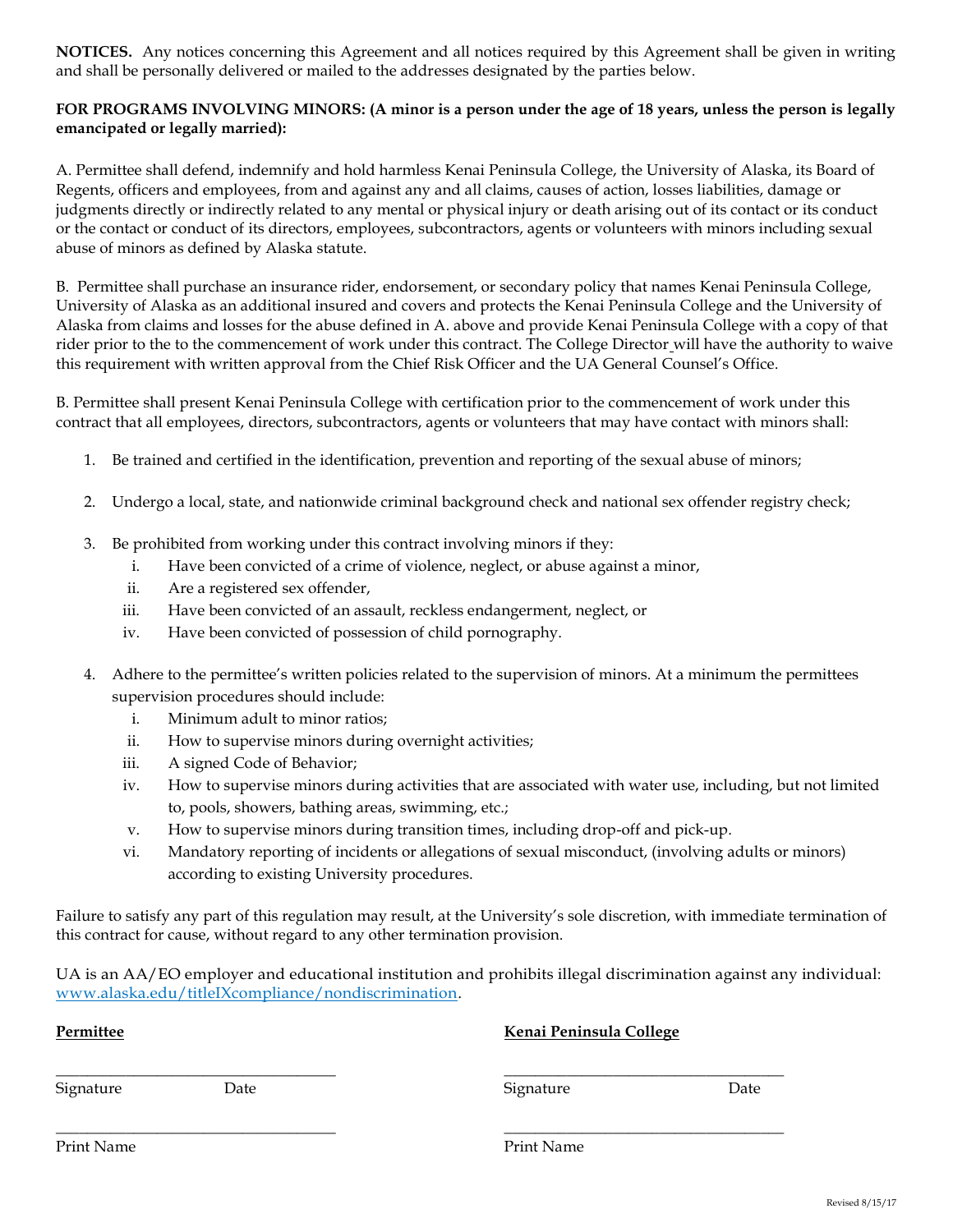**NOTICES.** Any notices concerning this Agreement and all notices required by this Agreement shall be given in writing and shall be personally delivered or mailed to the addresses designated by the parties below.

**FOR PROGRAMS INVOLVING MINORS: (A minor is a person under the age of 18 years, unless the person is legally emancipated or legally married):**

A. Permittee shall defend, indemnify and hold harmless Kenai Peninsula College, the University of Alaska, its Board of Regents, officers and employees, from and against any and all claims, causes of action, losses liabilities, damage or judgments directly or indirectly related to any mental or physical injury or death arising out of its contact or its conduct or the contact or conduct of its directors, employees, subcontractors, agents or volunteers with minors including sexual abuse of minors as defined by Alaska statute.

B. Permittee shall purchase an insurance rider, endorsement, or secondary policy that names Kenai Peninsula College, University of Alaska as an additional insured and covers and protects the Kenai Peninsula College and the University of Alaska from claims and losses for the abuse defined in A. above and provide Kenai Peninsula College with a copy of that rider prior to the to the commencement of work under this contract. The College Director will have the authority to waive this requirement with written approval from the Chief Risk Officer and the UA General Counsel's Office.

B. Permittee shall present Kenai Peninsula College with certification prior to the commencement of work under this contract that all employees, directors, subcontractors, agents or volunteers that may have contact with minors shall:

1. Be trained and certified in the identification, prevention and reporting of the sexual abuse of minors;
2. Undergo a local, state, and nationwide criminal background check and national sex offender registry check;
3. Be prohibited from working under this contract involving minors if they:
    i. Have been convicted of a crime of violence, neglect, or abuse against a minor,
    ii. Are a registered sex offender,
    iii. Have been convicted of an assault, reckless endangerment, neglect, or
    iv. Have been convicted of possession of child pornography.
4. Adhere to the permittee's written policies related to the supervision of minors. At a minimum the permittees supervision procedures should include:
    i. Minimum adult to minor ratios;
    ii. How to supervise minors during overnight activities;
    iii. A signed Code of Behavior;
    iv. How to supervise minors during activities that are associated with water use, including, but not limited to, pools, showers, bathing areas, swimming, etc.;
    v. How to supervise minors during transition times, including drop-off and pick-up.
    vi. Mandatory reporting of incidents or allegations of sexual misconduct, (involving adults or minors) according to existing University procedures.

Failure to satisfy any part of this regulation may result, at the University's sole discretion, with immediate termination of this contract for cause, without regard to any other termination provision.

UA is an AA/EO employer and educational institution and prohibits illegal discrimination against any individual: [www.alaska.edu/titleIXcompliance/nondiscrimination](www.alaska.edu/titleIXcompliance/nondiscrimination).

**Permittee**

\_\_\_\_\_\_\_\_\_\_\_\_\_\_\_\_\_\_\_\_\_\_\_\_\_\_\_\_\_\_\_\_\_\_\_
Signature Date

\_\_\_\_\_\_\_\_\_\_\_\_\_\_\_\_\_\_\_\_\_\_\_\_\_\_\_\_\_\_\_\_\_\_\_
Print Name

**Kenai Peninsula College**

\_\_\_\_\_\_\_\_\_\_\_\_\_\_\_\_\_\_\_\_\_\_\_\_\_\_\_\_\_\_\_\_\_\_\_
Signature Date

\_\_\_\_\_\_\_\_\_\_\_\_\_\_\_\_\_\_\_\_\_\_\_\_\_\_\_\_\_\_\_\_\_\_\_
Print Name

Revised 8/15/17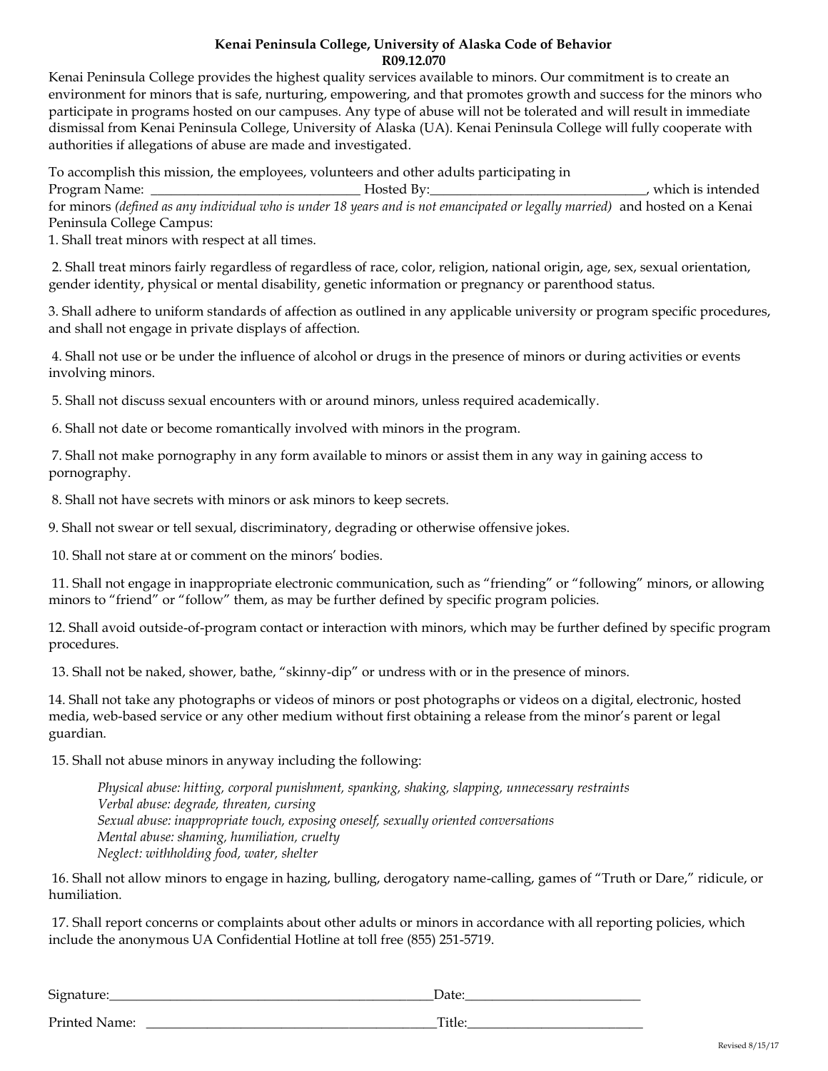**Kenai Peninsula College, University of Alaska Code of Behavior**
**R09.12.070**

Kenai Peninsula College provides the highest quality services available to minors. Our commitment is to create an environment for minors that is safe, nurturing, empowering, and that promotes growth and success for the minors who participate in programs hosted on our campuses. Any type of abuse will not be tolerated and will result in immediate dismissal from Kenai Peninsula College, University of Alaska (UA). Kenai Peninsula College will fully cooperate with authorities if allegations of abuse are made and investigated.

To accomplish this mission, the employees, volunteers and other adults participating in Program Name: _______________________________ Hosted By:_______________________________, which is intended for minors *(defined as any individual who is under 18 years and is not emancipated or legally married)* and hosted on a Kenai Peninsula College Campus:

1. Shall treat minors with respect at all times.

2. Shall treat minors fairly regardless of regardless of race, color, religion, national origin, age, sex, sexual orientation, gender identity, physical or mental disability, genetic information or pregnancy or parenthood status.

3. Shall adhere to uniform standards of affection as outlined in any applicable university or program specific procedures, and shall not engage in private displays of affection.

4. Shall not use or be under the influence of alcohol or drugs in the presence of minors or during activities or events involving minors.

5. Shall not discuss sexual encounters with or around minors, unless required academically.

6. Shall not date or become romantically involved with minors in the program.

7. Shall not make pornography in any form available to minors or assist them in any way in gaining access to pornography.

8. Shall not have secrets with minors or ask minors to keep secrets.

9. Shall not swear or tell sexual, discriminatory, degrading or otherwise offensive jokes.

10. Shall not stare at or comment on the minors' bodies.

11. Shall not engage in inappropriate electronic communication, such as "friending" or "following" minors, or allowing minors to "friend" or "follow" them, as may be further defined by specific program policies.

12. Shall avoid outside-of-program contact or interaction with minors, which may be further defined by specific program procedures.

13. Shall not be naked, shower, bathe, "skinny-dip" or undress with or in the presence of minors.

14. Shall not take any photographs or videos of minors or post photographs or videos on a digital, electronic, hosted media, web-based service or any other medium without first obtaining a release from the minor's parent or legal guardian.

15. Shall not abuse minors in anyway including the following:

> *Physical abuse: hitting, corporal punishment, spanking, shaking, slapping, unnecessary restraints*
> *Verbal abuse: degrade, threaten, cursing*
> *Sexual abuse: inappropriate touch, exposing oneself, sexually oriented conversations*
> *Mental abuse: shaming, humiliation, cruelty*
> *Neglect: withholding food, water, shelter*

16. Shall not allow minors to engage in hazing, bulling, derogatory name-calling, games of "Truth or Dare," ridicule, or humiliation.

17. Shall report concerns or complaints about other adults or minors in accordance with all reporting policies, which include the anonymous UA Confidential Hotline at toll free (855) 251-5719.

Signature:_______________________________________________Date:__________________________

Printed Name: ___________________________________________Title:__________________________

Revised 8/15/17